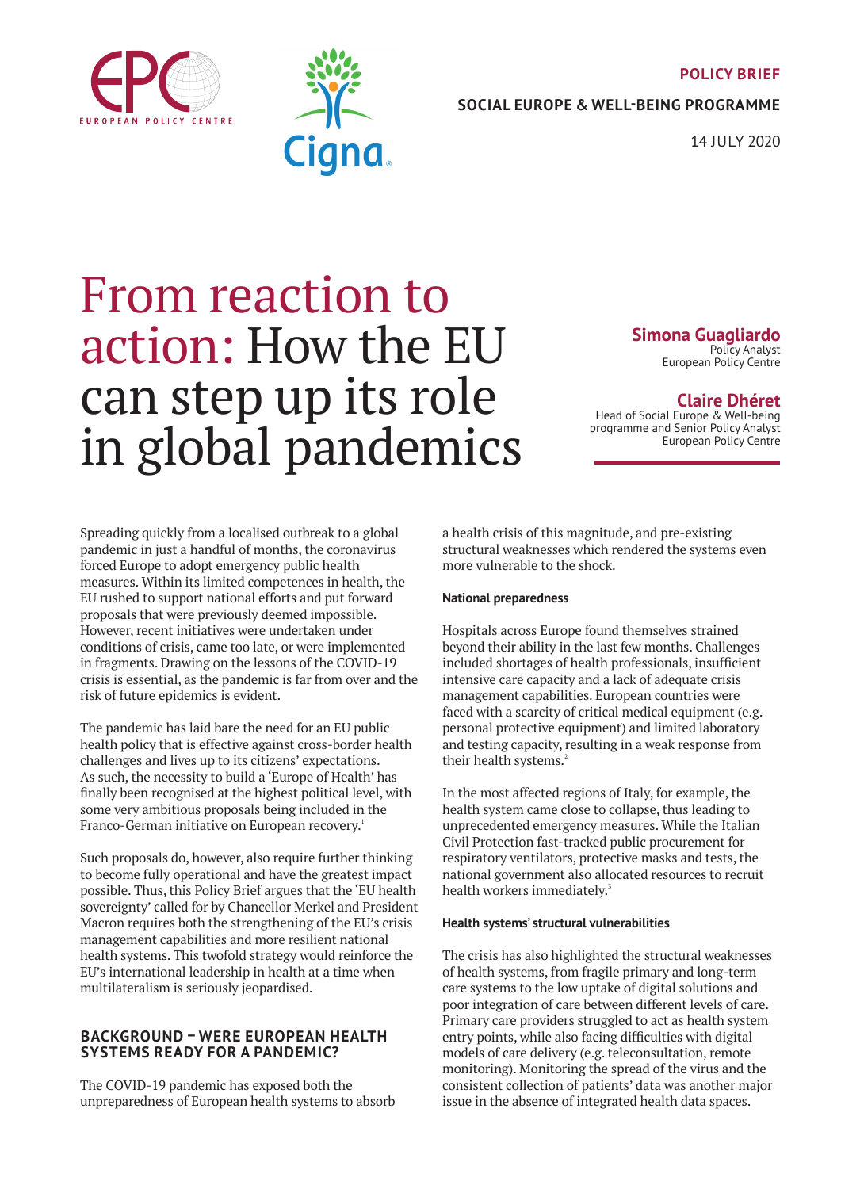**POLICY BRIEF**

**SOCIAL EUROPE & WELL-BEING PROGRAMME**

14 JULY 2020

# From reaction to action: How the EU can step up its role in global pandemics

**Simona Guagliardo**
Policy Analyst
European Policy Centre

**Claire Dhéret**
Head of Social Europe & Well-being programme and Senior Policy Analyst
European Policy Centre

Spreading quickly from a localised outbreak to a global pandemic in just a handful of months, the coronavirus forced Europe to adopt emergency public health measures. Within its limited competences in health, the EU rushed to support national efforts and put forward proposals that were previously deemed impossible. However, recent initiatives were undertaken under conditions of crisis, came too late, or were implemented in fragments. Drawing on the lessons of the COVID-19 crisis is essential, as the pandemic is far from over and the risk of future epidemics is evident.

The pandemic has laid bare the need for an EU public health policy that is effective against cross-border health challenges and lives up to its citizens' expectations. As such, the necessity to build a 'Europe of Health' has finally been recognised at the highest political level, with some very ambitious proposals being included in the Franco-German initiative on European recovery.[1]

Such proposals do, however, also require further thinking to become fully operational and have the greatest impact possible. Thus, this Policy Brief argues that the 'EU health sovereignty' called for by Chancellor Merkel and President Macron requires both the strengthening of the EU's crisis management capabilities and more resilient national health systems. This twofold strategy would reinforce the EU's international leadership in health at a time when multilateralism is seriously jeopardised.

## BACKGROUND – WERE EUROPEAN HEALTH SYSTEMS READY FOR A PANDEMIC?

The COVID-19 pandemic has exposed both the unpreparedness of European health systems to absorb a health crisis of this magnitude, and pre-existing structural weaknesses which rendered the systems even more vulnerable to the shock.

### National preparedness

Hospitals across Europe found themselves strained beyond their ability in the last few months. Challenges included shortages of health professionals, insufficient intensive care capacity and a lack of adequate crisis management capabilities. European countries were faced with a scarcity of critical medical equipment (e.g. personal protective equipment) and limited laboratory and testing capacity, resulting in a weak response from their health systems.[2]

In the most affected regions of Italy, for example, the health system came close to collapse, thus leading to unprecedented emergency measures. While the Italian Civil Protection fast-tracked public procurement for respiratory ventilators, protective masks and tests, the national government also allocated resources to recruit health workers immediately.[3]

### Health systems' structural vulnerabilities

The crisis has also highlighted the structural weaknesses of health systems, from fragile primary and long-term care systems to the low uptake of digital solutions and poor integration of care between different levels of care. Primary care providers struggled to act as health system entry points, while also facing difficulties with digital models of care delivery (e.g. teleconsultation, remote monitoring). Monitoring the spread of the virus and the consistent collection of patients' data was another major issue in the absence of integrated health data spaces.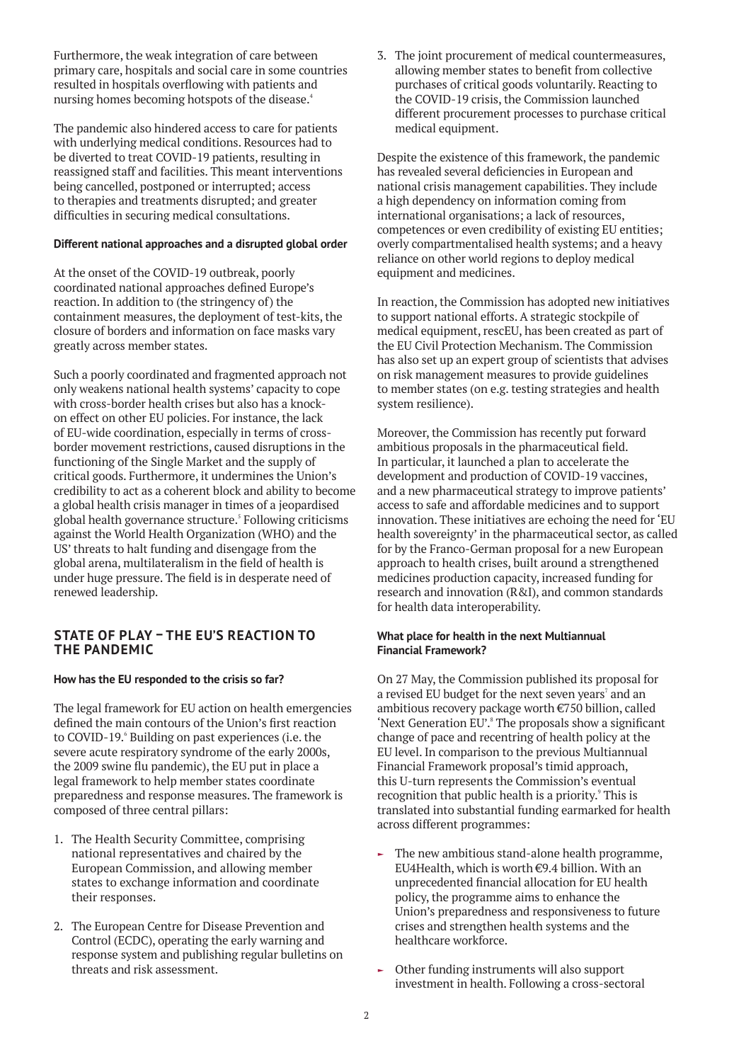Furthermore, the weak integration of care between primary care, hospitals and social care in some countries resulted in hospitals overflowing with patients and nursing homes becoming hotspots of the disease.[4]

The pandemic also hindered access to care for patients with underlying medical conditions. Resources had to be diverted to treat COVID-19 patients, resulting in reassigned staff and facilities. This meant interventions being cancelled, postponed or interrupted; access to therapies and treatments disrupted; and greater difficulties in securing medical consultations.

**Different national approaches and a disrupted global order**

At the onset of the COVID-19 outbreak, poorly coordinated national approaches defined Europe's reaction. In addition to (the stringency of) the containment measures, the deployment of test-kits, the closure of borders and information on face masks vary greatly across member states.

Such a poorly coordinated and fragmented approach not only weakens national health systems' capacity to cope with cross-border health crises but also has a knock-on effect on other EU policies. For instance, the lack of EU-wide coordination, especially in terms of cross-border movement restrictions, caused disruptions in the functioning of the Single Market and the supply of critical goods. Furthermore, it undermines the Union's credibility to act as a coherent block and ability to become a global health crisis manager in times of a jeopardised global health governance structure.[5] Following criticisms against the World Health Organization (WHO) and the US' threats to halt funding and disengage from the global arena, multilateralism in the field of health is under huge pressure. The field is in desperate need of renewed leadership.

## STATE OF PLAY – THE EU'S REACTION TO THE PANDEMIC

**How has the EU responded to the crisis so far?**

The legal framework for EU action on health emergencies defined the main contours of the Union's first reaction to COVID-19.[6] Building on past experiences (i.e. the severe acute respiratory syndrome of the early 2000s, the 2009 swine flu pandemic), the EU put in place a legal framework to help member states coordinate preparedness and response measures. The framework is composed of three central pillars:

1. The Health Security Committee, comprising national representatives and chaired by the European Commission, and allowing member states to exchange information and coordinate their responses.
2. The European Centre for Disease Prevention and Control (ECDC), operating the early warning and response system and publishing regular bulletins on threats and risk assessment.
3. The joint procurement of medical countermeasures, allowing member states to benefit from collective purchases of critical goods voluntarily. Reacting to the COVID-19 crisis, the Commission launched different procurement processes to purchase critical medical equipment.

Despite the existence of this framework, the pandemic has revealed several deficiencies in European and national crisis management capabilities. They include a high dependency on information coming from international organisations; a lack of resources, competences or even credibility of existing EU entities; overly compartmentalised health systems; and a heavy reliance on other world regions to deploy medical equipment and medicines.

In reaction, the Commission has adopted new initiatives to support national efforts. A strategic stockpile of medical equipment, rescEU, has been created as part of the EU Civil Protection Mechanism. The Commission has also set up an expert group of scientists that advises on risk management measures to provide guidelines to member states (on e.g. testing strategies and health system resilience).

Moreover, the Commission has recently put forward ambitious proposals in the pharmaceutical field. In particular, it launched a plan to accelerate the development and production of COVID-19 vaccines, and a new pharmaceutical strategy to improve patients' access to safe and affordable medicines and to support innovation. These initiatives are echoing the need for 'EU health sovereignty' in the pharmaceutical sector, as called for by the Franco-German proposal for a new European approach to health crises, built around a strengthened medicines production capacity, increased funding for research and innovation (R&I), and common standards for health data interoperability.

**What place for health in the next Multiannual Financial Framework?**

On 27 May, the Commission published its proposal for a revised EU budget for the next seven years[7] and an ambitious recovery package worth €750 billion, called 'Next Generation EU'.[8] The proposals show a significant change of pace and recentring of health policy at the EU level. In comparison to the previous Multiannual Financial Framework proposal's timid approach, this U-turn represents the Commission's eventual recognition that public health is a priority.[9] This is translated into substantial funding earmarked for health across different programmes:

- The new ambitious stand-alone health programme, EU4Health, which is worth €9.4 billion. With an unprecedented financial allocation for EU health policy, the programme aims to enhance the Union's preparedness and responsiveness to future crises and strengthen health systems and the healthcare workforce.
- Other funding instruments will also support investment in health. Following a cross-sectoral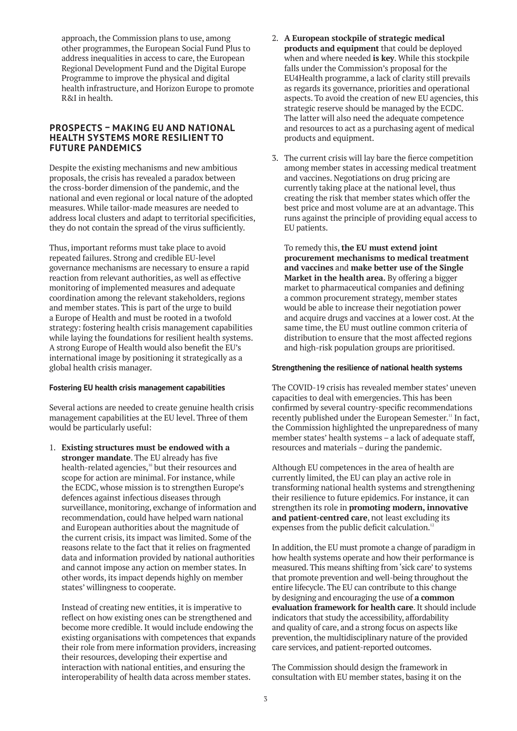approach, the Commission plans to use, among other programmes, the European Social Fund Plus to address inequalities in access to care, the European Regional Development Fund and the Digital Europe Programme to improve the physical and digital health infrastructure, and Horizon Europe to promote R&I in health.

## PROSPECTS – MAKING EU AND NATIONAL HEALTH SYSTEMS MORE RESILIENT TO FUTURE PANDEMICS

Despite the existing mechanisms and new ambitious proposals, the crisis has revealed a paradox between the cross-border dimension of the pandemic, and the national and even regional or local nature of the adopted measures. While tailor-made measures are needed to address local clusters and adapt to territorial specificities, they do not contain the spread of the virus sufficiently.

Thus, important reforms must take place to avoid repeated failures. Strong and credible EU-level governance mechanisms are necessary to ensure a rapid reaction from relevant authorities, as well as effective monitoring of implemented measures and adequate coordination among the relevant stakeholders, regions and member states. This is part of the urge to build a Europe of Health and must be rooted in a twofold strategy: fostering health crisis management capabilities while laying the foundations for resilient health systems. A strong Europe of Health would also benefit the EU's international image by positioning it strategically as a global health crisis manager.

### Fostering EU health crisis management capabilities

Several actions are needed to create genuine health crisis management capabilities at the EU level. Three of them would be particularly useful:

1. **Existing structures must be endowed with a stronger mandate**. The EU already has five health-related agencies,[10] but their resources and scope for action are minimal. For instance, while the ECDC, whose mission is to strengthen Europe's defences against infectious diseases through surveillance, monitoring, exchange of information and recommendation, could have helped warn national and European authorities about the magnitude of the current crisis, its impact was limited. Some of the reasons relate to the fact that it relies on fragmented data and information provided by national authorities and cannot impose any action on member states. In other words, its impact depends highly on member states' willingness to cooperate.

   Instead of creating new entities, it is imperative to reflect on how existing ones can be strengthened and become more credible. It would include endowing the existing organisations with competences that expands their role from mere information providers, increasing their resources, developing their expertise and interaction with national entities, and ensuring the interoperability of health data across member states.

2. **A European stockpile of strategic medical products and equipment** that could be deployed when and where needed **is key**. While this stockpile falls under the Commission's proposal for the EU4Health programme, a lack of clarity still prevails as regards its governance, priorities and operational aspects. To avoid the creation of new EU agencies, this strategic reserve should be managed by the ECDC. The latter will also need the adequate competence and resources to act as a purchasing agent of medical products and equipment.

3. The current crisis will lay bare the fierce competition among member states in accessing medical treatment and vaccines. Negotiations on drug pricing are currently taking place at the national level, thus creating the risk that member states which offer the best price and most volume are at an advantage. This runs against the principle of providing equal access to EU patients.

   To remedy this, **the EU must extend joint procurement mechanisms to medical treatment and vaccines** and **make better use of the Single Market in the health area.** By offering a bigger market to pharmaceutical companies and defining a common procurement strategy, member states would be able to increase their negotiation power and acquire drugs and vaccines at a lower cost. At the same time, the EU must outline common criteria of distribution to ensure that the most affected regions and high-risk population groups are prioritised.

### Strengthening the resilience of national health systems

The COVID-19 crisis has revealed member states' uneven capacities to deal with emergencies. This has been confirmed by several country-specific recommendations recently published under the European Semester.[11] In fact, the Commission highlighted the unpreparedness of many member states' health systems – a lack of adequate staff, resources and materials – during the pandemic.

Although EU competences in the area of health are currently limited, the EU can play an active role in transforming national health systems and strengthening their resilience to future epidemics. For instance, it can strengthen its role in **promoting modern, innovative and patient-centred care**, not least excluding its expenses from the public deficit calculation.[12]

In addition, the EU must promote a change of paradigm in how health systems operate and how their performance is measured. This means shifting from 'sick care' to systems that promote prevention and well-being throughout the entire lifecycle. The EU can contribute to this change by designing and encouraging the use of **a common evaluation framework for health care**. It should include indicators that study the accessibility, affordability and quality of care, and a strong focus on aspects like prevention, the multidisciplinary nature of the provided care services, and patient-reported outcomes.

The Commission should design the framework in consultation with EU member states, basing it on the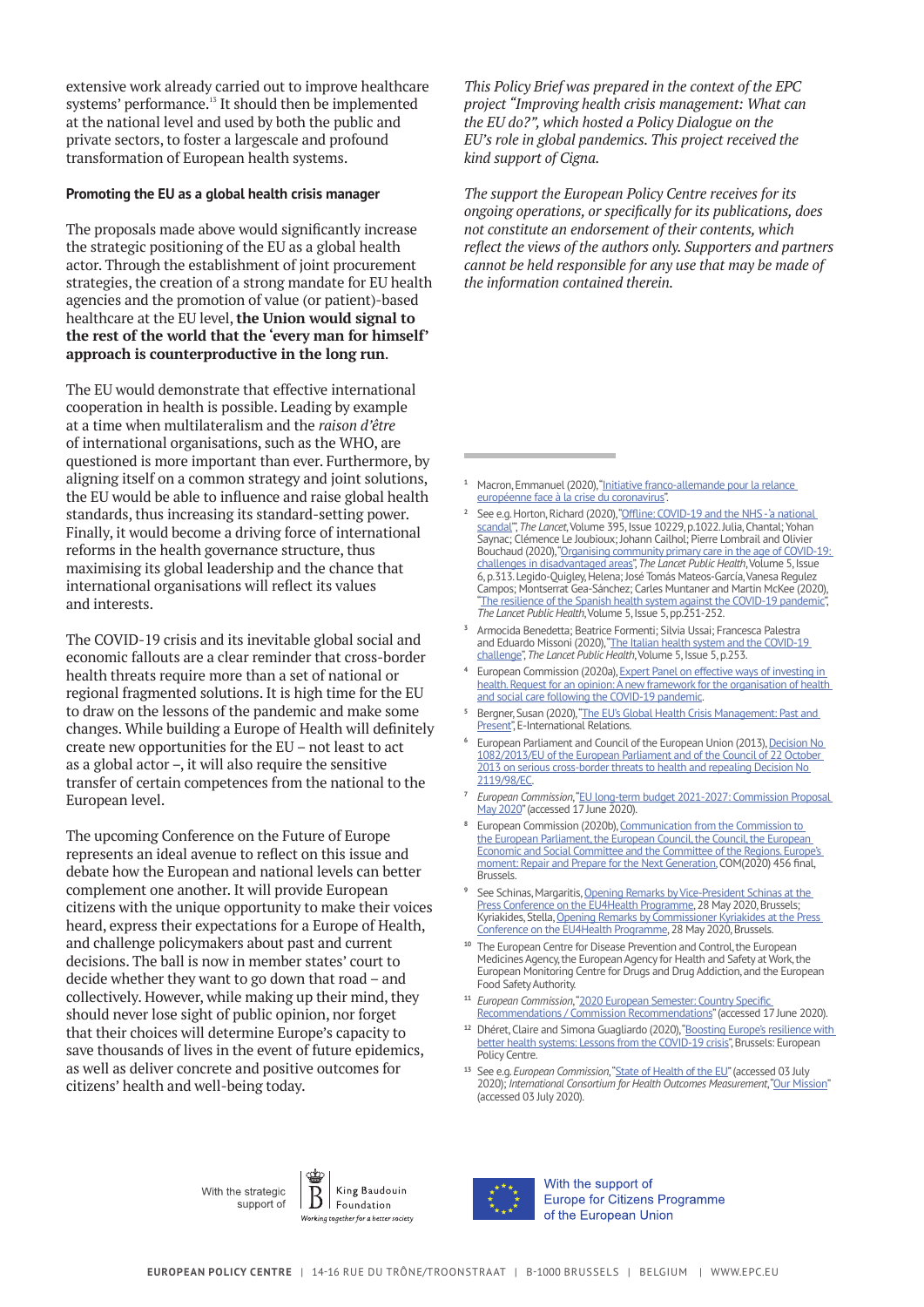extensive work already carried out to improve healthcare systems' performance.[13] It should then be implemented at the national level and used by both the public and private sectors, to foster a largescale and profound transformation of European health systems.

**Promoting the EU as a global health crisis manager**

The proposals made above would significantly increase the strategic positioning of the EU as a global health actor. Through the establishment of joint procurement strategies, the creation of a strong mandate for EU health agencies and the promotion of value (or patient)-based healthcare at the EU level, **the Union would signal to the rest of the world that the 'every man for himself' approach is counterproductive in the long run**.

The EU would demonstrate that effective international cooperation in health is possible. Leading by example at a time when multilateralism and the *raison d'être* of international organisations, such as the WHO, are questioned is more important than ever. Furthermore, by aligning itself on a common strategy and joint solutions, the EU would be able to influence and raise global health standards, thus increasing its standard-setting power. Finally, it would become a driving force of international reforms in the health governance structure, thus maximising its global leadership and the chance that international organisations will reflect its values and interests.

The COVID-19 crisis and its inevitable global social and economic fallouts are a clear reminder that cross-border health threats require more than a set of national or regional fragmented solutions. It is high time for the EU to draw on the lessons of the pandemic and make some changes. While building a Europe of Health will definitely create new opportunities for the EU – not least to act as a global actor –, it will also require the sensitive transfer of certain competences from the national to the European level.

The upcoming Conference on the Future of Europe represents an ideal avenue to reflect on this issue and debate how the European and national levels can better complement one another. It will provide European citizens with the unique opportunity to make their voices heard, express their expectations for a Europe of Health, and challenge policymakers about past and current decisions. The ball is now in member states' court to decide whether they want to go down that road – and collectively. However, while making up their mind, they should never lose sight of public opinion, nor forget that their choices will determine Europe's capacity to save thousands of lives in the event of future epidemics, as well as deliver concrete and positive outcomes for citizens' health and well-being today.

*This Policy Brief was prepared in the context of the EPC project "Improving health crisis management: What can the EU do?", which hosted a Policy Dialogue on the EU's role in global pandemics. This project received the kind support of Cigna.*

*The support the European Policy Centre receives for its ongoing operations, or specifically for its publications, does not constitute an endorsement of their contents, which reflect the views of the authors only. Supporters and partners cannot be held responsible for any use that may be made of the information contained therein.*

---

1. Macron, Emmanuel (2020), "Initiative franco-allemande pour la relance européenne face à la crise du coronavirus".
2. See e.g. Horton, Richard (2020), "Offline: COVID-19 and the NHS - 'a national scandal'", *The Lancet*, Volume 395, Issue 10229, p.1022. Julia, Chantal; Yohan Saynac; Clémence Le Joubioux; Johann Cailhol; Pierre Lombrail and Olivier Bouchaud (2020), "Organising community primary care in the age of COVID-19: challenges in disadvantaged areas", *The Lancet Public Health*, Volume 5, Issue 6, p.313. Legido-Quigley, Helena; José Tomás Mateos-García, Vanesa Regulez Campos; Montserrat Gea-Sánchez; Carles Muntaner and Martin McKee (2020), "The resilience of the Spanish health system against the COVID-19 pandemic", *The Lancet Public Health*, Volume 5, Issue 5, pp.251-252.
3. Armocida Benedetta; Beatrice Formenti; Silvia Ussai; Francesca Palestra and Eduardo Missoni (2020), "The Italian health system and the COVID-19 challenge", *The Lancet Public Health*, Volume 5, Issue 5, p.253.
4. European Commission (2020a), Expert Panel on effective ways of investing in health. Request for an opinion: A new framework for the organisation of health and social care following the COVID-19 pandemic.
5. Bergner, Susan (2020), "The EU's Global Health Crisis Management: Past and Present", E-International Relations.
6. European Parliament and Council of the European Union (2013), Decision No 1082/2013/EU of the European Parliament and of the Council of 22 October 2013 on serious cross-border threats to health and repealing Decision No 2119/98/EC.
7. *European Commission*, "EU long-term budget 2021-2027: Commission Proposal May 2020" (accessed 17 June 2020).
8. European Commission (2020b), Communication from the Commission to the European Parliament, the European Council, the Council, the European Economic and Social Committee and the Committee of the Regions. Europe's moment: Repair and Prepare for the Next Generation, COM(2020) 456 final, Brussels.
9. See Schinas, Margaritis, Opening Remarks by Vice-President Schinas at the Press Conference on the EU4Health Programme, 28 May 2020, Brussels; Kyriakides, Stella, Opening Remarks by Commissioner Kyriakides at the Press Conference on the EU4Health Programme, 28 May 2020, Brussels.
10. The European Centre for Disease Prevention and Control, the European Medicines Agency, the European Agency for Health and Safety at Work, the European Monitoring Centre for Drugs and Drug Addiction, and the European Food Safety Authority.
11. *European Commission*, "2020 European Semester: Country Specific Recommendations / Commission Recommendations" (accessed 17 June 2020).
12. Dhéret, Claire and Simona Guagliardo (2020), "Boosting Europe's resilience with better health systems: Lessons from the COVID-19 crisis", Brussels: European Policy Centre.
13. See e.g. *European Commission*, "State of Health of the EU" (accessed 03 July 2020); *International Consortium for Health Outcomes Measurement*, "Our Mission" (accessed 03 July 2020).

With the strategic support of King Baudouin Foundation – Working together for a better society

With the support of Europe for Citizens Programme of the European Union